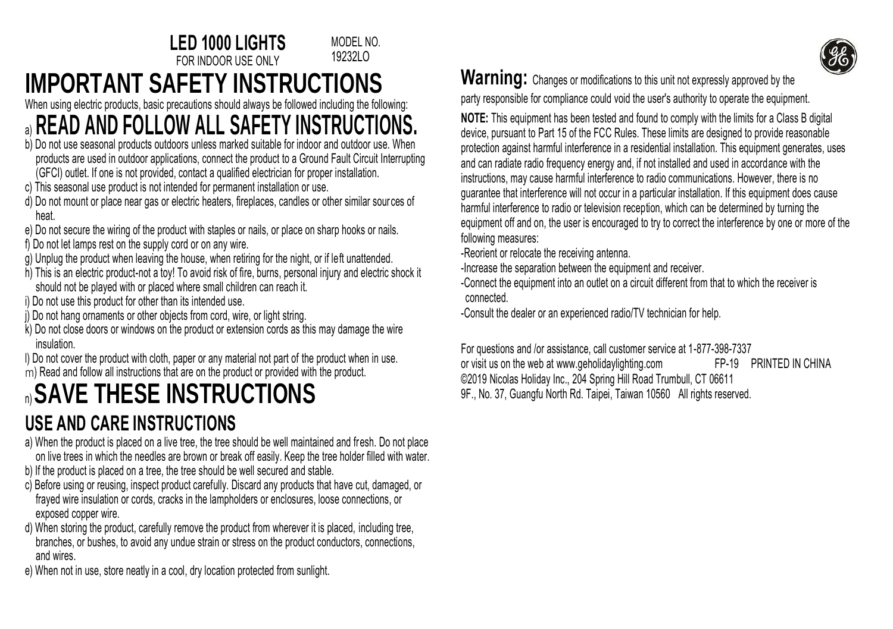**LED 1000 LIGHTS**
FOR INDOOR USE ONLY

MODEL NO.
19232LO

# IMPORTANT SAFETY INSTRUCTIONS

When using electric products, basic precautions should always be followed including the following:

## a) READ AND FOLLOW ALL SAFETY INSTRUCTIONS.

b) Do not use seasonal products outdoors unless marked suitable for indoor and outdoor use. When products are used in outdoor applications, connect the product to a Ground Fault Circuit Interrupting (GFCI) outlet. If one is not provided, contact a qualified electrician for proper installation.

c) This seasonal use product is not intended for permanent installation or use.

d) Do not mount or place near gas or electric heaters, fireplaces, candles or other similar sources of heat.

e) Do not secure the wiring of the product with staples or nails, or place on sharp hooks or nails.

f) Do not let lamps rest on the supply cord or on any wire.

g) Unplug the product when leaving the house, when retiring for the night, or if left unattended.

h) This is an electric product-not a toy! To avoid risk of fire, burns, personal injury and electric shock it should not be played with or placed where small children can reach it.

i) Do not use this product for other than its intended use.

j) Do not hang ornaments or other objects from cord, wire, or light string.

k) Do not close doors or windows on the product or extension cords as this may damage the wire insulation.

l) Do not cover the product with cloth, paper or any material not part of the product when in use.

m) Read and follow all instructions that are on the product or provided with the product.

## n) SAVE THESE INSTRUCTIONS

## USE AND CARE INSTRUCTIONS

a) When the product is placed on a live tree, the tree should be well maintained and fresh. Do not place on live trees in which the needles are brown or break off easily. Keep the tree holder filled with water.

b) If the product is placed on a tree, the tree should be well secured and stable.

c) Before using or reusing, inspect product carefully. Discard any products that have cut, damaged, or frayed wire insulation or cords, cracks in the lampholders or enclosures, loose connections, or exposed copper wire.

d) When storing the product, carefully remove the product from wherever it is placed, including tree, branches, or bushes, to avoid any undue strain or stress on the product conductors, connections, and wires.

e) When not in use, store neatly in a cool, dry location protected from sunlight.

**Warning:** Changes or modifications to this unit not expressly approved by the party responsible for compliance could void the user's authority to operate the equipment.

**NOTE:** This equipment has been tested and found to comply with the limits for a Class B digital device, pursuant to Part 15 of the FCC Rules. These limits are designed to provide reasonable protection against harmful interference in a residential installation. This equipment generates, uses and can radiate radio frequency energy and, if not installed and used in accordance with the instructions, may cause harmful interference to radio communications. However, there is no guarantee that interference will not occur in a particular installation. If this equipment does cause harmful interference to radio or television reception, which can be determined by turning the equipment off and on, the user is encouraged to try to correct the interference by one or more of the following measures:

-Reorient or relocate the receiving antenna.

-Increase the separation between the equipment and receiver.

-Connect the equipment into an outlet on a circuit different from that to which the receiver is connected.

-Consult the dealer or an experienced radio/TV technician for help.

For questions and /or assistance, call customer service at 1-877-398-7337
or visit us on the web at www.geholidaylighting.com FP-19 PRINTED IN CHINA
©2019 Nicolas Holiday Inc., 204 Spring Hill Road Trumbull, CT 06611
9F., No. 37, Guangfu North Rd. Taipei, Taiwan 10560 All rights reserved.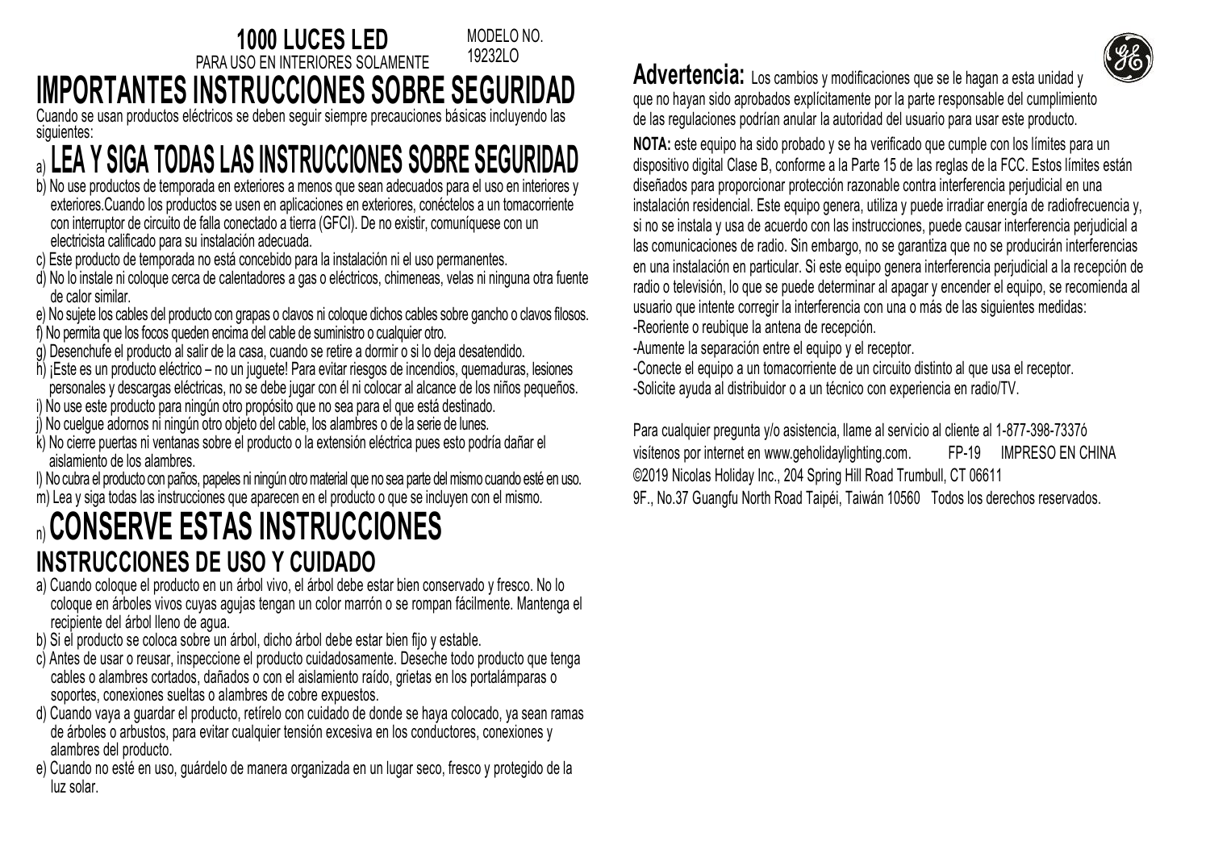**1000 LUCES LED**
PARA USO EN INTERIORES SOLAMENTE

MODELO NO. 19232LO

# IMPORTANTES INSTRUCCIONES SOBRE SEGURIDAD

Cuando se usan productos eléctricos se deben seguir siempre precauciones básicas incluyendo las siguientes:

## a) LEA Y SIGA TODAS LAS INSTRUCCIONES SOBRE SEGURIDAD

b) No use productos de temporada en exteriores a menos que sean adecuados para el uso en interiores y exteriores.Cuando los productos se usen en aplicaciones en exteriores, conéctelos a un tomacorriente con interruptor de circuito de falla conectado a tierra (GFCI). De no existir, comuníquese con un electricista calificado para su instalación adecuada.
c) Este producto de temporada no está concebido para la instalación ni el uso permanentes.
d) No lo instale ni coloque cerca de calentadores a gas o eléctricos, chimeneas, velas ni ninguna otra fuente de calor similar.
e) No sujete los cables del producto con grapas o clavos ni coloque dichos cables sobre gancho o clavos filosos.
f) No permita que los focos queden encima del cable de suministro o cualquier otro.
g) Desenchufe el producto al salir de la casa, cuando se retire a dormir o si lo deja desatendido.
h) ¡Este es un producto eléctrico – no un juguete! Para evitar riesgos de incendios, quemaduras, lesiones personales y descargas eléctricas, no se debe jugar con él ni colocar al alcance de los niños pequeños.
i) No use este producto para ningún otro propósito que no sea para el que está destinado.
j) No cuelgue adornos ni ningún otro objeto del cable, los alambres o de la serie de lunes.
k) No cierre puertas ni ventanas sobre el producto o la extensión eléctrica pues esto podría dañar el aislamiento de los alambres.
l) No cubra el producto con paños, papeles ni ningún otro material que no sea parte del mismo cuando esté en uso.
m) Lea y siga todas las instrucciones que aparecen en el producto o que se incluyen con el mismo.

## n) CONSERVE ESTAS INSTRUCCIONES

## INSTRUCCIONES DE USO Y CUIDADO

a) Cuando coloque el producto en un árbol vivo, el árbol debe estar bien conservado y fresco. No lo coloque en árboles vivos cuyas agujas tengan un color marrón o se rompan fácilmente. Mantenga el recipiente del árbol lleno de agua.
b) Si el producto se coloca sobre un árbol, dicho árbol debe estar bien fijo y estable.
c) Antes de usar o reusar, inspeccione el producto cuidadosamente. Deseche todo producto que tenga cables o alambres cortados, dañados o con el aislamiento raído, grietas en los portalámparas o soportes, conexiones sueltas o alambres de cobre expuestos.
d) Cuando vaya a guardar el producto, retírelo con cuidado de donde se haya colocado, ya sean ramas de árboles o arbustos, para evitar cualquier tensión excesiva en los conductores, conexiones y alambres del producto.
e) Cuando no esté en uso, guárdelo de manera organizada en un lugar seco, fresco y protegido de la luz solar.

**Advertencia:** Los cambios y modificaciones que se le hagan a esta unidad y que no hayan sido aprobados explícitamente por la parte responsable del cumplimiento de las regulaciones podrían anular la autoridad del usuario para usar este producto.

**NOTA:** este equipo ha sido probado y se ha verificado que cumple con los límites para un dispositivo digital Clase B, conforme a la Parte 15 de las reglas de la FCC. Estos límites están diseñados para proporcionar protección razonable contra interferencia perjudicial en una instalación residencial. Este equipo genera, utiliza y puede irradiar energía de radiofrecuencia y, si no se instala y usa de acuerdo con las instrucciones, puede causar interferencia perjudicial a las comunicaciones de radio. Sin embargo, no se garantiza que no se producirán interferencias en una instalación en particular. Si este equipo genera interferencia perjudicial a la recepción de radio o televisión, lo que se puede determinar al apagar y encender el equipo, se recomienda al usuario que intente corregir la interferencia con una o más de las siguientes medidas:
-Reoriente o reubique la antena de recepción.
-Aumente la separación entre el equipo y el receptor.
-Conecte el equipo a un tomacorriente de un circuito distinto al que usa el receptor.
-Solicite ayuda al distribuidor o a un técnico con experiencia en radio/TV.

Para cualquier pregunta y/o asistencia, llame al servicio al cliente al 1-877-398-7337ó visítenos por internet en www.geholidaylighting.com. FP-19 IMPRESO EN CHINA
©2019 Nicolas Holiday Inc., 204 Spring Hill Road Trumbull, CT 06611
9F., No.37 Guangfu North Road Taipéi, Taiwán 10560 Todos los derechos reservados.